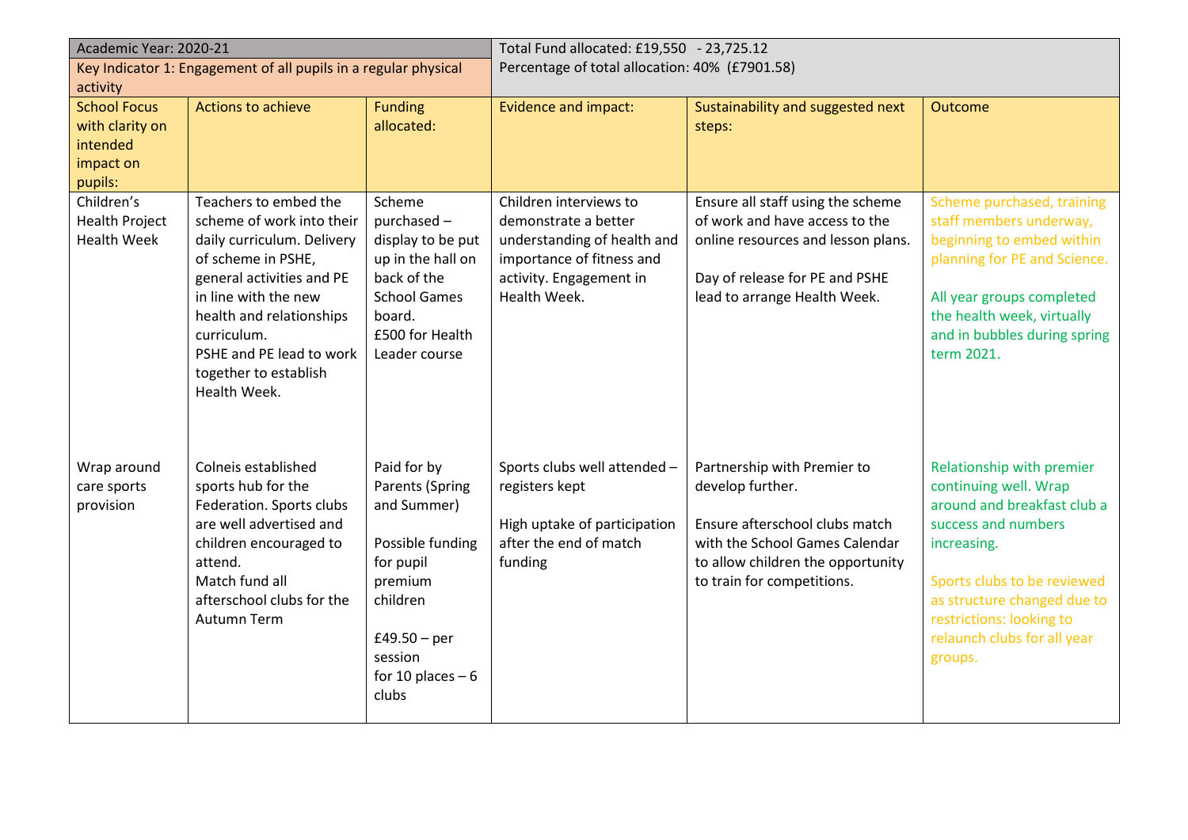| Academic Year: 2020-21 | | | Total Fund allocated: £19,550 - 23,725.12 | | |
|---|---|---|---|---|---|
| Key Indicator 1: Engagement of all pupils in a regular physical activity | | | Percentage of total allocation: 40% (£7901.58) | | |
| School Focus with clarity on intended impact on pupils: | Actions to achieve | Funding allocated: | Evidence and impact: | Sustainability and suggested next steps: | Outcome |
| Children's Health Project Health Week | Teachers to embed the scheme of work into their daily curriculum. Delivery of scheme in PSHE, general activities and PE in line with the new health and relationships curriculum.<br>PSHE and PE lead to work together to establish Health Week. | Scheme purchased – display to be put up in the hall on back of the School Games board.<br>£500 for Health Leader course | Children interviews to demonstrate a better understanding of health and importance of fitness and activity. Engagement in Health Week. | Ensure all staff using the scheme of work and have access to the online resources and lesson plans.<br><br>Day of release for PE and PSHE lead to arrange Health Week. | Scheme purchased, training staff members underway, beginning to embed within planning for PE and Science.<br><br>All year groups completed the health week, virtually and in bubbles during spring term 2021. |
| Wrap around care sports provision | Colneis established sports hub for the Federation. Sports clubs are well advertised and children encouraged to attend.<br>Match fund all afterschool clubs for the Autumn Term | Paid for by Parents (Spring and Summer)<br><br>Possible funding for pupil premium children<br><br>£49.50 – per session for 10 places – 6 clubs | Sports clubs well attended – registers kept<br><br>High uptake of participation after the end of match funding | Partnership with Premier to develop further.<br><br>Ensure afterschool clubs match with the School Games Calendar to allow children the opportunity to train for competitions. | Relationship with premier continuing well. Wrap around and breakfast club a success and numbers increasing.<br><br>Sports clubs to be reviewed as structure changed due to restrictions: looking to relaunch clubs for all year groups. |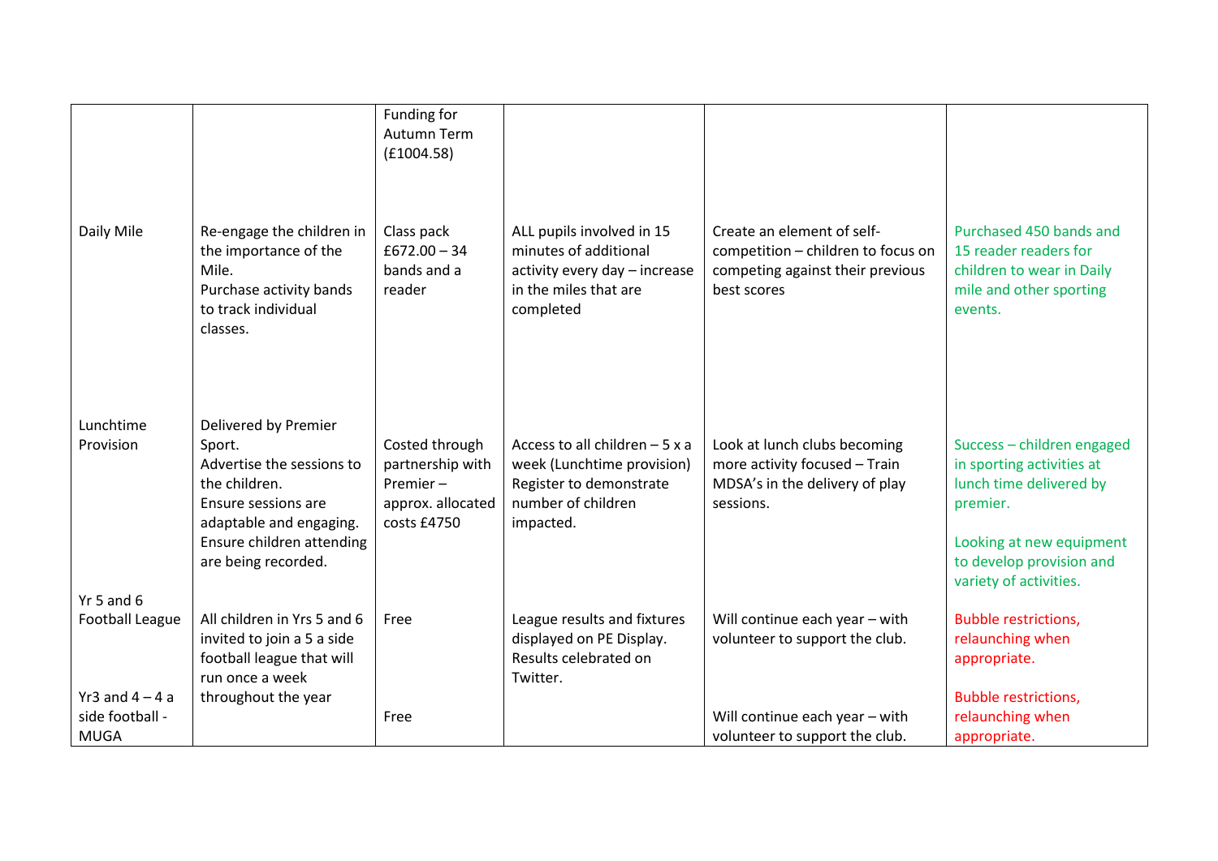| | | | | | |
|---|---|---|---|---|---|
| | | Funding for Autumn Term (£1004.58) | | | |
| Daily Mile | Re-engage the children in the importance of the Mile.<br>Purchase activity bands to track individual classes. | Class pack £672.00 – 34 bands and a reader | ALL pupils involved in 15 minutes of additional activity every day – increase in the miles that are completed | Create an element of self-competition – children to focus on competing against their previous best scores | Purchased 450 bands and 15 reader readers for children to wear in Daily mile and other sporting events. |
| Lunchtime Provision | Delivered by Premier Sport.<br>Advertise the sessions to the children.<br>Ensure sessions are adaptable and engaging.<br>Ensure children attending are being recorded. | Costed through partnership with Premier – approx. allocated costs £4750 | Access to all children – 5 x a week (Lunchtime provision) Register to demonstrate number of children impacted. | Look at lunch clubs becoming more activity focused – Train MDSA's in the delivery of play sessions. | Success – children engaged in sporting activities at lunch time delivered by premier.<br><br>Looking at new equipment to develop provision and variety of activities. |
| Yr 5 and 6 Football League | All children in Yrs 5 and 6 invited to join a 5 a side football league that will run once a week throughout the year | Free | League results and fixtures displayed on PE Display. Results celebrated on Twitter. | Will continue each year – with volunteer to support the club. | Bubble restrictions, relaunching when appropriate. |
| Yr3 and 4 – 4 a side football - MUGA | | Free | | Will continue each year – with volunteer to support the club. | Bubble restrictions, relaunching when appropriate. |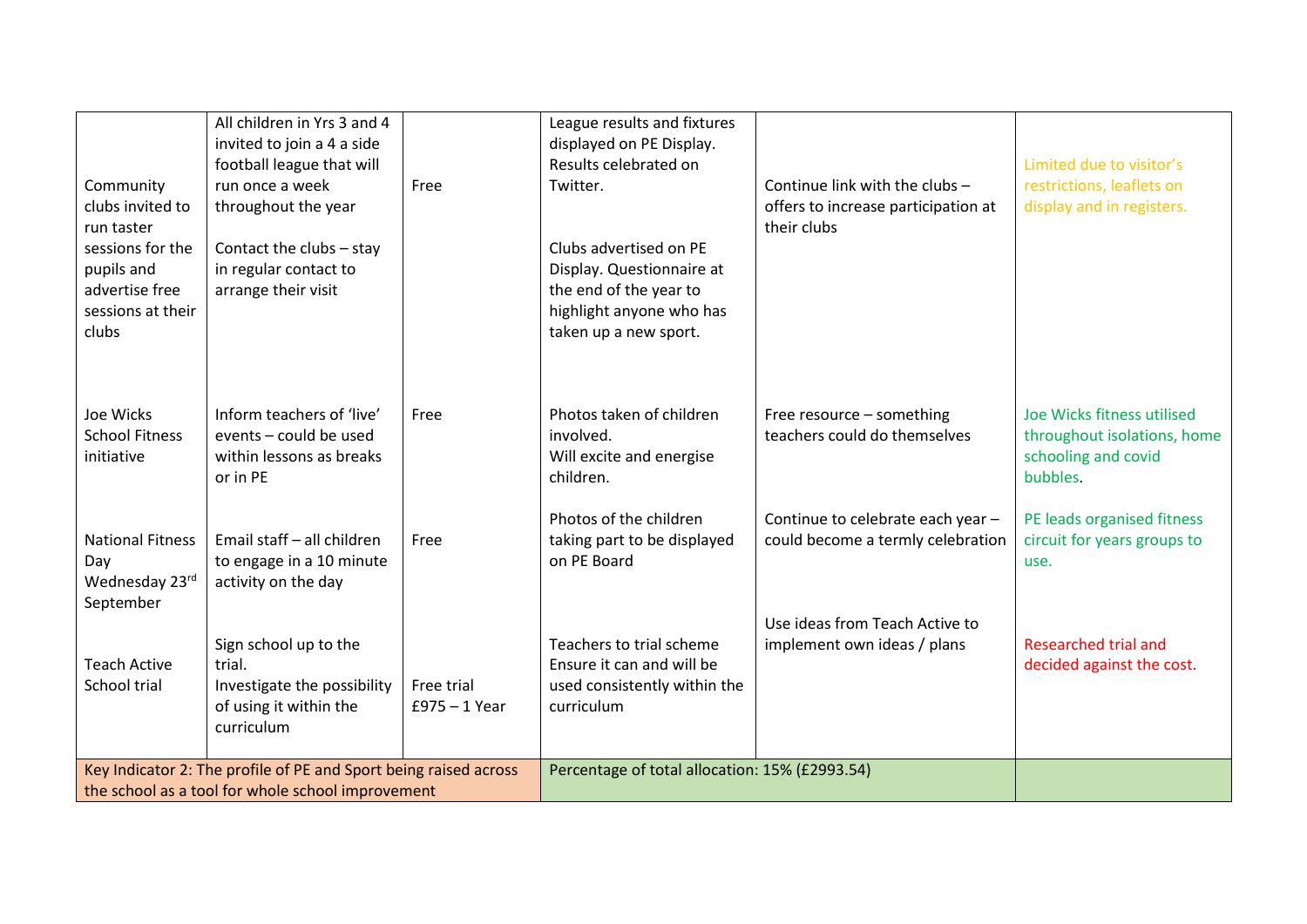| | | | | | |
|---|---|---|---|---|---|
| Community clubs invited to run taster sessions for the pupils and advertise free sessions at their clubs | All children in Yrs 3 and 4 invited to join a 4 a side football league that will run once a week throughout the year<br><br>Contact the clubs – stay in regular contact to arrange their visit | Free | League results and fixtures displayed on PE Display. Results celebrated on Twitter.<br><br>Clubs advertised on PE Display. Questionnaire at the end of the year to highlight anyone who has taken up a new sport. | Continue link with the clubs – offers to increase participation at their clubs | Limited due to visitor's restrictions, leaflets on display and in registers. |
| Joe Wicks School Fitness initiative | Inform teachers of 'live' events – could be used within lessons as breaks or in PE | Free | Photos taken of children involved.<br>Will excite and energise children. | Free resource – something teachers could do themselves | Joe Wicks fitness utilised throughout isolations, home schooling and covid bubbles. |
| National Fitness Day Wednesday 23rd September | Email staff – all children to engage in a 10 minute activity on the day | Free | Photos of the children taking part to be displayed on PE Board | Continue to celebrate each year – could become a termly celebration | PE leads organised fitness circuit for years groups to use. |
| Teach Active School trial | Sign school up to the trial.<br>Investigate the possibility of using it within the curriculum | Free trial<br>£975 – 1 Year | Teachers to trial scheme<br>Ensure it can and will be used consistently within the curriculum | Use ideas from Teach Active to implement own ideas / plans | Researched trial and decided against the cost. |
| Key Indicator 2: The profile of PE and Sport being raised across the school as a tool for whole school improvement | | | Percentage of total allocation: 15% (£2993.54) | | |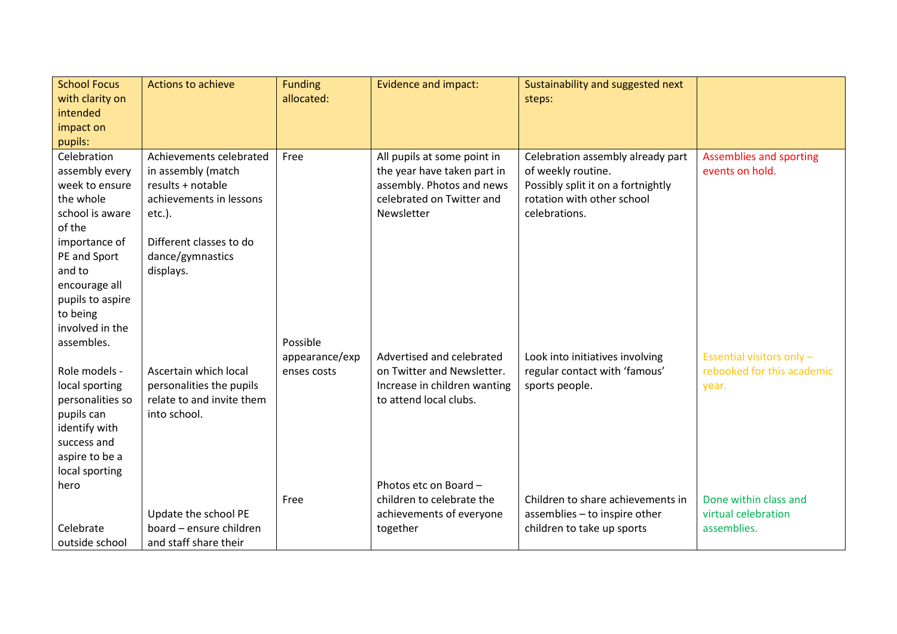| School Focus with clarity on intended impact on pupils: | Actions to achieve | Funding allocated: | Evidence and impact: | Sustainability and suggested next steps: | |
|---|---|---|---|---|---|
| Celebration assembly every week to ensure the whole school is aware of the importance of PE and Sport and to encourage all pupils to aspire to being involved in the assembles. | Achievements celebrated in assembly (match results + notable achievements in lessons etc.).<br><br>Different classes to do dance/gymnastics displays. | Free | All pupils at some point in the year have taken part in assembly. Photos and news celebrated on Twitter and Newsletter | Celebration assembly already part of weekly routine.<br>Possibly split it on a fortnightly rotation with other school celebrations. | Assemblies and sporting events on hold. |
| Role models - local sporting personalities so pupils can identify with success and aspire to be a local sporting hero | Ascertain which local personalities the pupils relate to and invite them into school. | Possible appearance/expenses costs | Advertised and celebrated on Twitter and Newsletter. Increase in children wanting to attend local clubs. | Look into initiatives involving regular contact with 'famous' sports people. | Essential visitors only – rebooked for this academic year. |
| Celebrate outside school | Update the school PE board – ensure children and staff share their | Free | Photos etc on Board – children to celebrate the achievements of everyone together | Children to share achievements in assemblies – to inspire other children to take up sports | Done within class and virtual celebration assemblies. |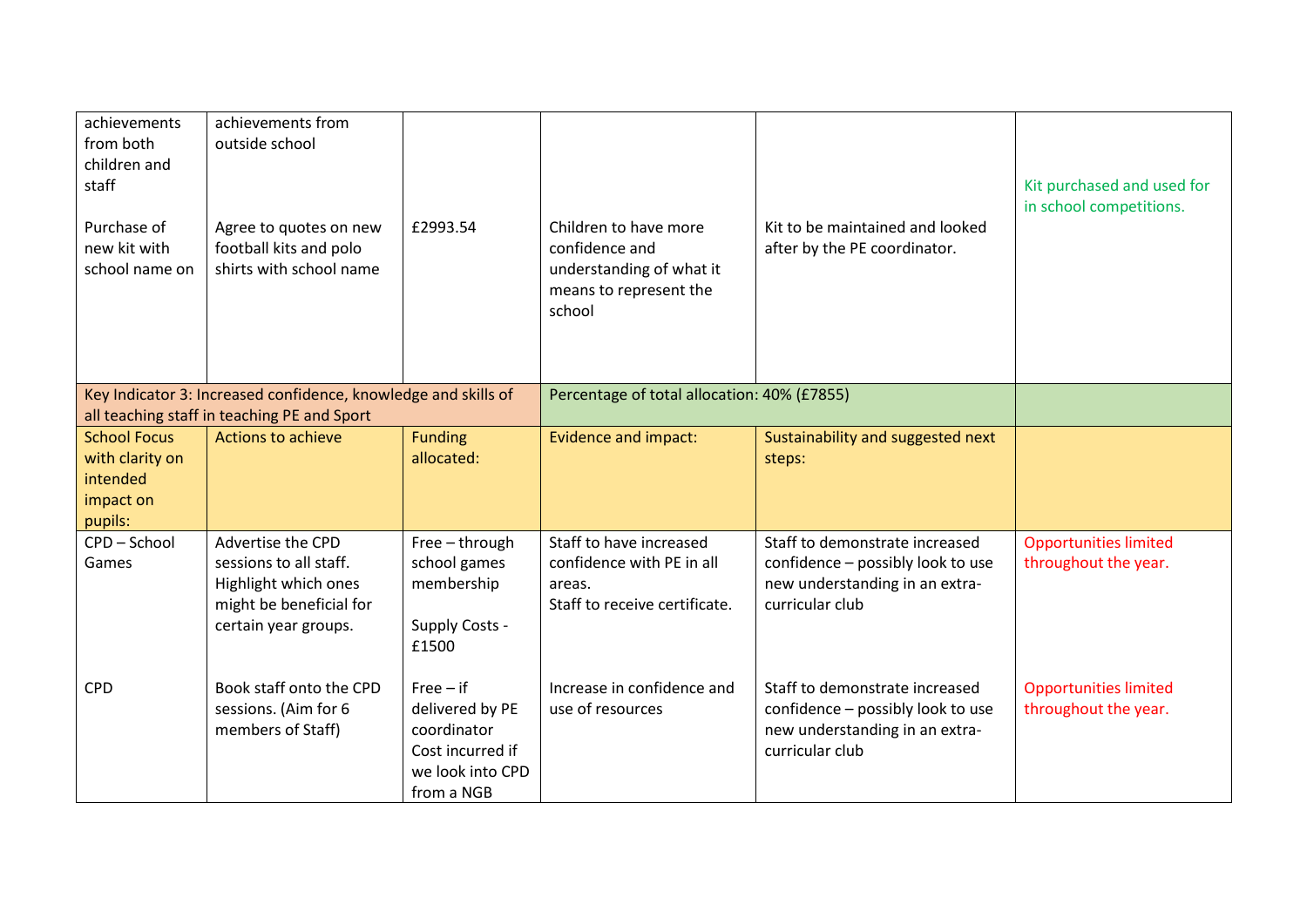| | | | | | |
|---|---|---|---|---|---|
| achievements from both children and staff<br><br>Purchase of new kit with school name on | achievements from outside school<br><br>Agree to quotes on new football kits and polo shirts with school name | £2993.54 | Children to have more confidence and understanding of what it means to represent the school | Kit to be maintained and looked after by the PE coordinator. | Kit purchased and used for in school competitions. |
| Key Indicator 3: Increased confidence, knowledge and skills of all teaching staff in teaching PE and Sport | | | Percentage of total allocation: 40% (£7855) | | |
| School Focus with clarity on intended impact on pupils: | Actions to achieve | Funding allocated: | Evidence and impact: | Sustainability and suggested next steps: | |
| CPD – School Games | Advertise the CPD sessions to all staff. Highlight which ones might be beneficial for certain year groups. | Free – through school games membership<br><br>Supply Costs - £1500 | Staff to have increased confidence with PE in all areas.<br>Staff to receive certificate. | Staff to demonstrate increased confidence – possibly look to use new understanding in an extra-curricular club | Opportunities limited throughout the year. |
| CPD | Book staff onto the CPD sessions. (Aim for 6 members of Staff) | Free – if delivered by PE coordinator<br>Cost incurred if we look into CPD from a NGB | Increase in confidence and use of resources | Staff to demonstrate increased confidence – possibly look to use new understanding in an extra-curricular club | Opportunities limited throughout the year. |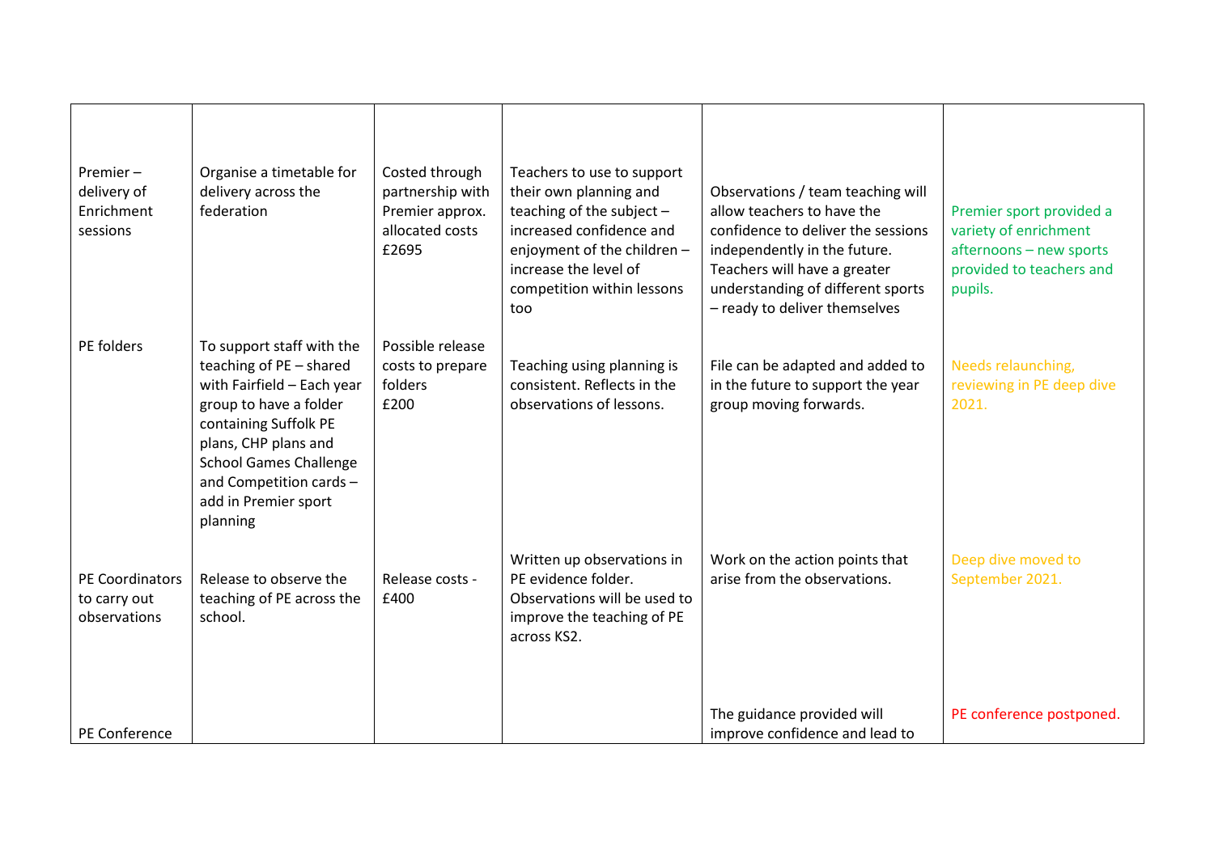| | | | | | |
|---|---|---|---|---|---|
| Premier – delivery of Enrichment sessions | Organise a timetable for delivery across the federation | Costed through partnership with Premier approx. allocated costs £2695 | Teachers to use to support their own planning and teaching of the subject – increased confidence and enjoyment of the children – increase the level of competition within lessons too | Observations / team teaching will allow teachers to have the confidence to deliver the sessions independently in the future. Teachers will have a greater understanding of different sports – ready to deliver themselves | Premier sport provided a variety of enrichment afternoons – new sports provided to teachers and pupils. |
| PE folders | To support staff with the teaching of PE – shared with Fairfield – Each year group to have a folder containing Suffolk PE plans, CHP plans and School Games Challenge and Competition cards – add in Premier sport planning | Possible release costs to prepare folders £200 | Teaching using planning is consistent. Reflects in the observations of lessons. | File can be adapted and added to in the future to support the year group moving forwards. | Needs relaunching, reviewing in PE deep dive 2021. |
| PE Coordinators to carry out observations | Release to observe the teaching of PE across the school. | Release costs - £400 | Written up observations in PE evidence folder. Observations will be used to improve the teaching of PE across KS2. | Work on the action points that arise from the observations. | Deep dive moved to September 2021. |
| PE Conference | | | | The guidance provided will improve confidence and lead to | PE conference postponed. |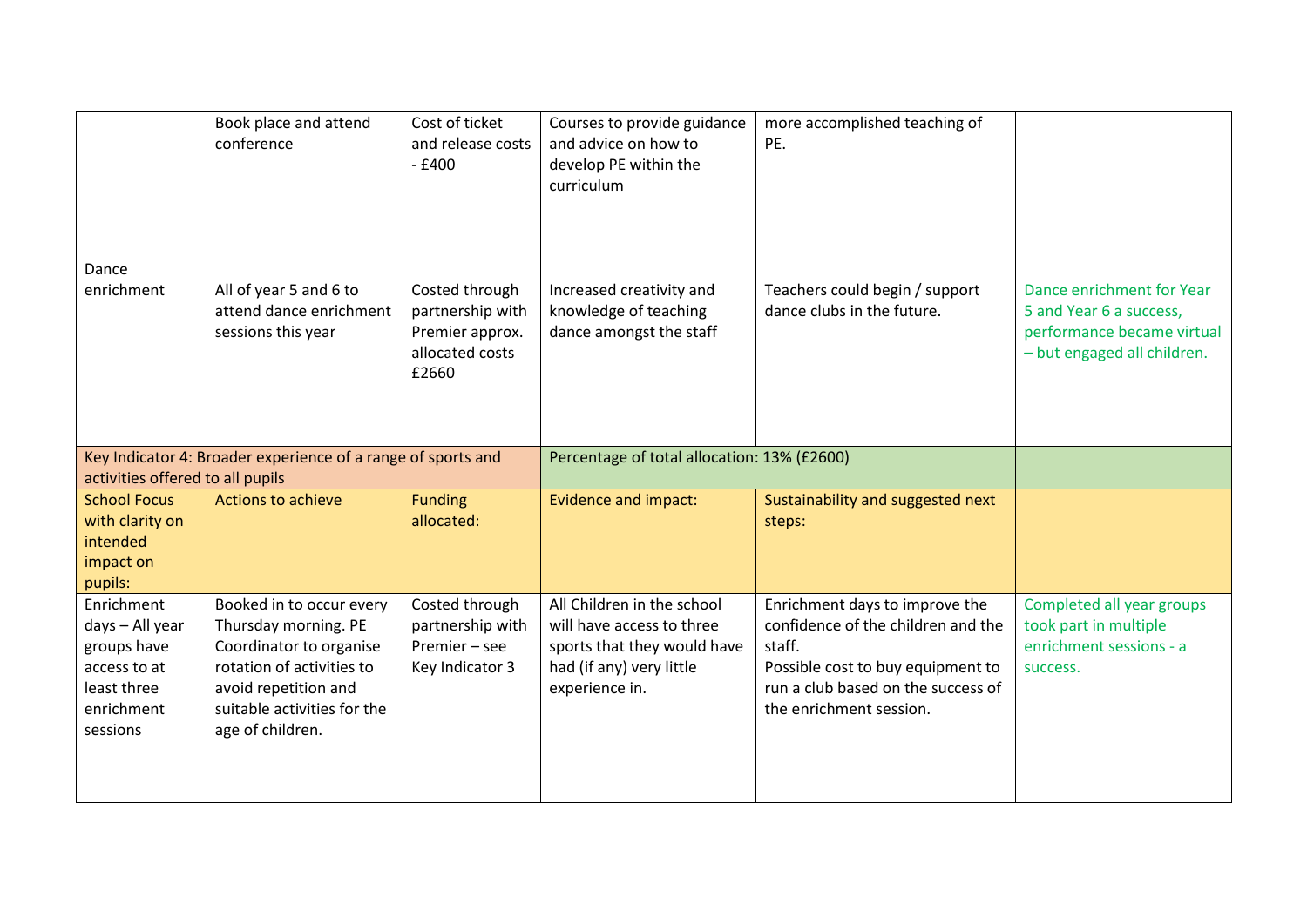| | | | | | |
|---|---|---|---|---|---|
| | Book place and attend conference | Cost of ticket and release costs - £400 | Courses to provide guidance and advice on how to develop PE within the curriculum | more accomplished teaching of PE. | |
| Dance enrichment | All of year 5 and 6 to attend dance enrichment sessions this year | Costed through partnership with Premier approx. allocated costs £2660 | Increased creativity and knowledge of teaching dance amongst the staff | Teachers could begin / support dance clubs in the future. | Dance enrichment for Year 5 and Year 6 a success, performance became virtual – but engaged all children. |
| Key Indicator 4: Broader experience of a range of sports and activities offered to all pupils | | | Percentage of total allocation: 13% (£2600) | | |
| School Focus with clarity on intended impact on pupils: | Actions to achieve | Funding allocated: | Evidence and impact: | Sustainability and suggested next steps: | |
| Enrichment days – All year groups have access to at least three enrichment sessions | Booked in to occur every Thursday morning. PE Coordinator to organise rotation of activities to avoid repetition and suitable activities for the age of children. | Costed through partnership with Premier – see Key Indicator 3 | All Children in the school will have access to three sports that they would have had (if any) very little experience in. | Enrichment days to improve the confidence of the children and the staff.<br>Possible cost to buy equipment to run a club based on the success of the enrichment session. | Completed all year groups took part in multiple enrichment sessions - a success. |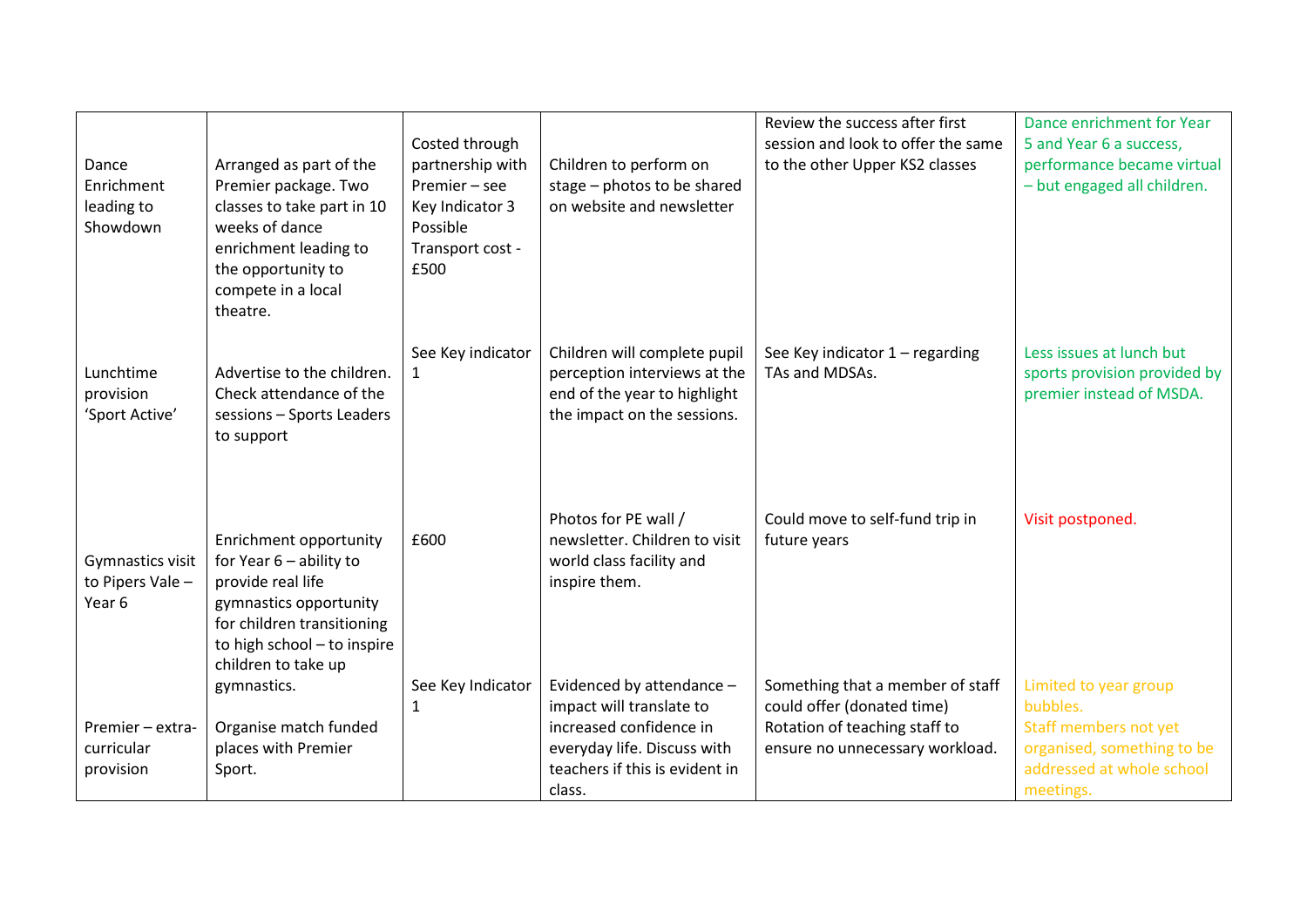| | | | | | |
|---|---|---|---|---|---|
| Dance Enrichment leading to Showdown | Arranged as part of the Premier package. Two classes to take part in 10 weeks of dance enrichment leading to the opportunity to compete in a local theatre. | Costed through partnership with Premier – see Key Indicator 3 Possible Transport cost - £500 | Children to perform on stage – photos to be shared on website and newsletter | Review the success after first session and look to offer the same to the other Upper KS2 classes | Dance enrichment for Year 5 and Year 6 a success, performance became virtual – but engaged all children. |
| Lunchtime provision 'Sport Active' | Advertise to the children. Check attendance of the sessions – Sports Leaders to support | See Key indicator 1 | Children will complete pupil perception interviews at the end of the year to highlight the impact on the sessions. | See Key indicator 1 – regarding TAs and MDSAs. | Less issues at lunch but sports provision provided by premier instead of MSDA. |
| Gymnastics visit to Pipers Vale – Year 6 | Enrichment opportunity for Year 6 – ability to provide real life gymnastics opportunity for children transitioning to high school – to inspire children to take up gymnastics. | £600 | Photos for PE wall / newsletter. Children to visit world class facility and inspire them. | Could move to self-fund trip in future years | Visit postponed. |
| Premier – extra-curricular provision | Organise match funded places with Premier Sport. | See Key Indicator 1 | Evidenced by attendance – impact will translate to increased confidence in everyday life. Discuss with teachers if this is evident in class. | Something that a member of staff could offer (donated time) Rotation of teaching staff to ensure no unnecessary workload. | Limited to year group bubbles. Staff members not yet organised, something to be addressed at whole school meetings. |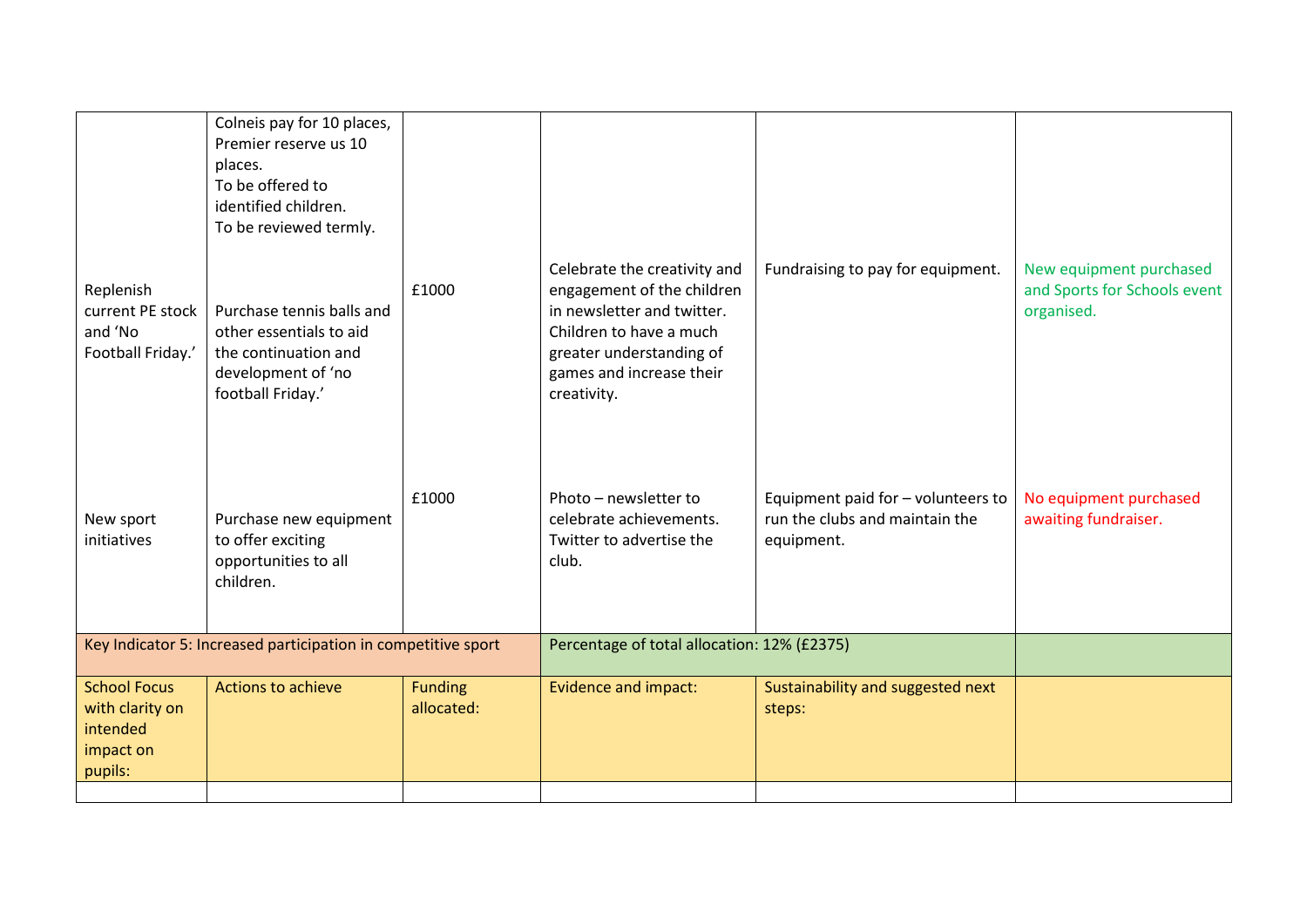| | | | | | |
|---|---|---|---|---|---|
| | Colneis pay for 10 places, Premier reserve us 10 places.<br>To be offered to identified children.<br>To be reviewed termly. | | | | |
| Replenish current PE stock and 'No Football Friday.' | Purchase tennis balls and other essentials to aid the continuation and development of 'no football Friday.' | £1000 | Celebrate the creativity and engagement of the children in newsletter and twitter. Children to have a much greater understanding of games and increase their creativity. | Fundraising to pay for equipment. | New equipment purchased and Sports for Schools event organised. |
| New sport initiatives | Purchase new equipment to offer exciting opportunities to all children. | £1000 | Photo – newsletter to celebrate achievements. Twitter to advertise the club. | Equipment paid for – volunteers to run the clubs and maintain the equipment. | No equipment purchased awaiting fundraiser. |
| Key Indicator 5: Increased participation in competitive sport | | | Percentage of total allocation: 12% (£2375) | | |
| School Focus with clarity on intended impact on pupils: | Actions to achieve | Funding allocated: | Evidence and impact: | Sustainability and suggested next steps: | |
| | | | | | |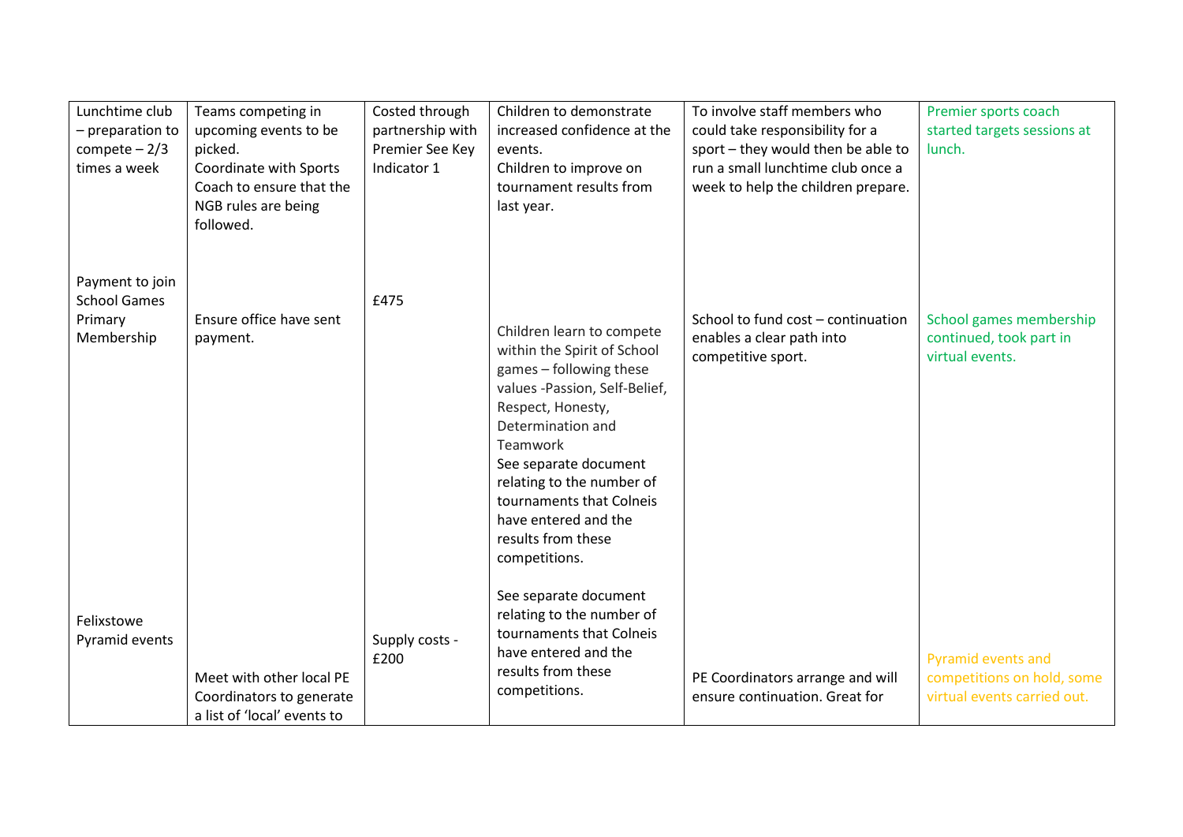| | | | | | |
|---|---|---|---|---|---|
| Lunchtime club – preparation to compete – 2/3 times a week | Teams competing in upcoming events to be picked.<br>Coordinate with Sports Coach to ensure that the NGB rules are being followed. | Costed through partnership with Premier See Key Indicator 1 | Children to demonstrate increased confidence at the events.<br>Children to improve on tournament results from last year. | To involve staff members who could take responsibility for a sport – they would then be able to run a small lunchtime club once a week to help the children prepare. | Premier sports coach started targets sessions at lunch. |
| Payment to join School Games Primary Membership | Ensure office have sent payment. | £475 | Children learn to compete within the Spirit of School games – following these values -Passion, Self-Belief, Respect, Honesty, Determination and Teamwork<br>See separate document relating to the number of tournaments that Colneis have entered and the results from these competitions. | School to fund cost – continuation enables a clear path into competitive sport. | School games membership continued, took part in virtual events. |
| Felixstowe Pyramid events | Meet with other local PE Coordinators to generate a list of 'local' events to | Supply costs - £200 | See separate document relating to the number of tournaments that Colneis have entered and the results from these competitions. | PE Coordinators arrange and will ensure continuation. Great for | Pyramid events and competitions on hold, some virtual events carried out. |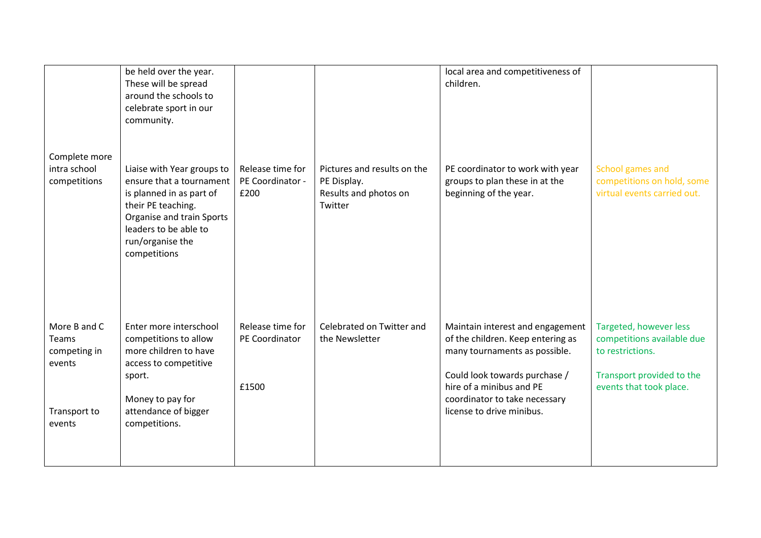| | | | | | |
|---|---|---|---|---|---|
| | be held over the year. These will be spread around the schools to celebrate sport in our community. | | | local area and competitiveness of children. | |
| Complete more intra school competitions | Liaise with Year groups to ensure that a tournament is planned in as part of their PE teaching. Organise and train Sports leaders to be able to run/organise the competitions | Release time for PE Coordinator - £200 | Pictures and results on the PE Display. Results and photos on Twitter | PE coordinator to work with year groups to plan these in at the beginning of the year. | School games and competitions on hold, some virtual events carried out. |
| More B and C Teams competing in events<br><br>Transport to events | Enter more interschool competitions to allow more children to have access to competitive sport.<br><br>Money to pay for attendance of bigger competitions. | Release time for PE Coordinator<br><br>£1500 | Celebrated on Twitter and the Newsletter | Maintain interest and engagement of the children. Keep entering as many tournaments as possible.<br><br>Could look towards purchase / hire of a minibus and PE coordinator to take necessary license to drive minibus. | Targeted, however less competitions available due to restrictions.<br><br>Transport provided to the events that took place. |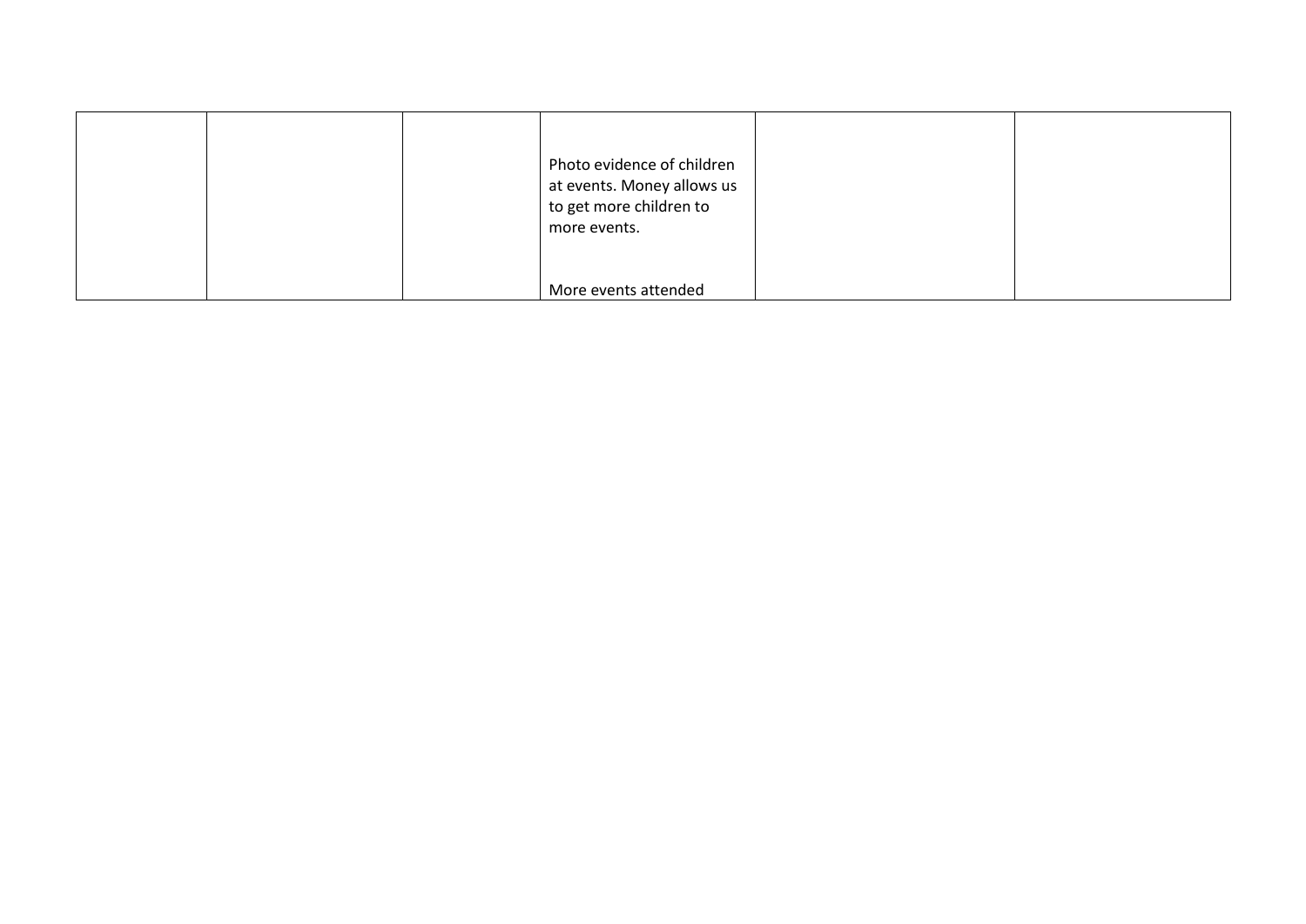| | | | | | |
|---|---|---|---|---|---|
| | | | Photo evidence of children at events. Money allows us to get more children to more events.<br><br>More events attended | | |